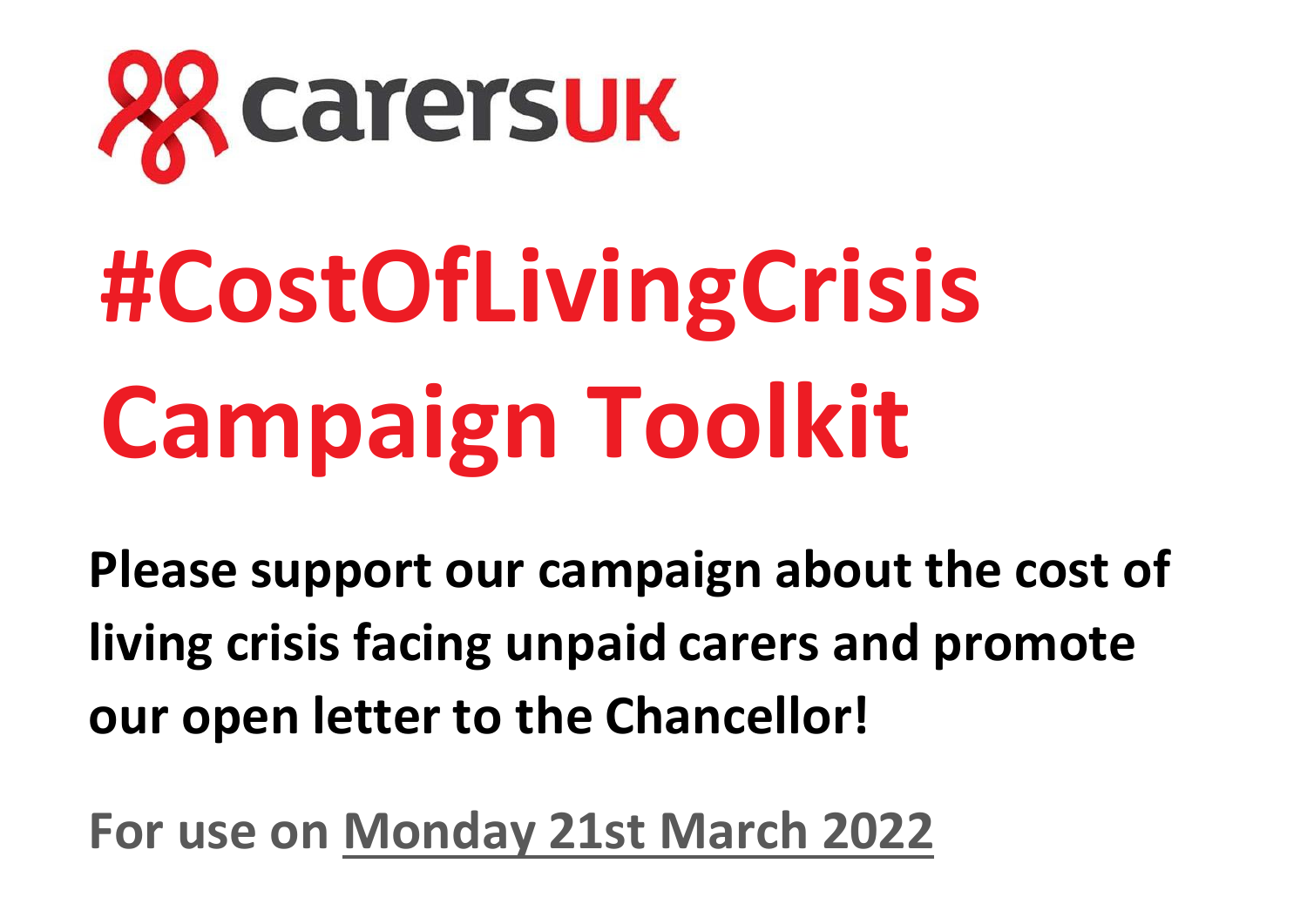carersUK

# #CostOfLivingCrisis Campaign Toolkit

**Please support our campaign about the cost of living crisis facing unpaid carers and promote our open letter to the Chancellor!**

**For use on Monday 21st March 2022**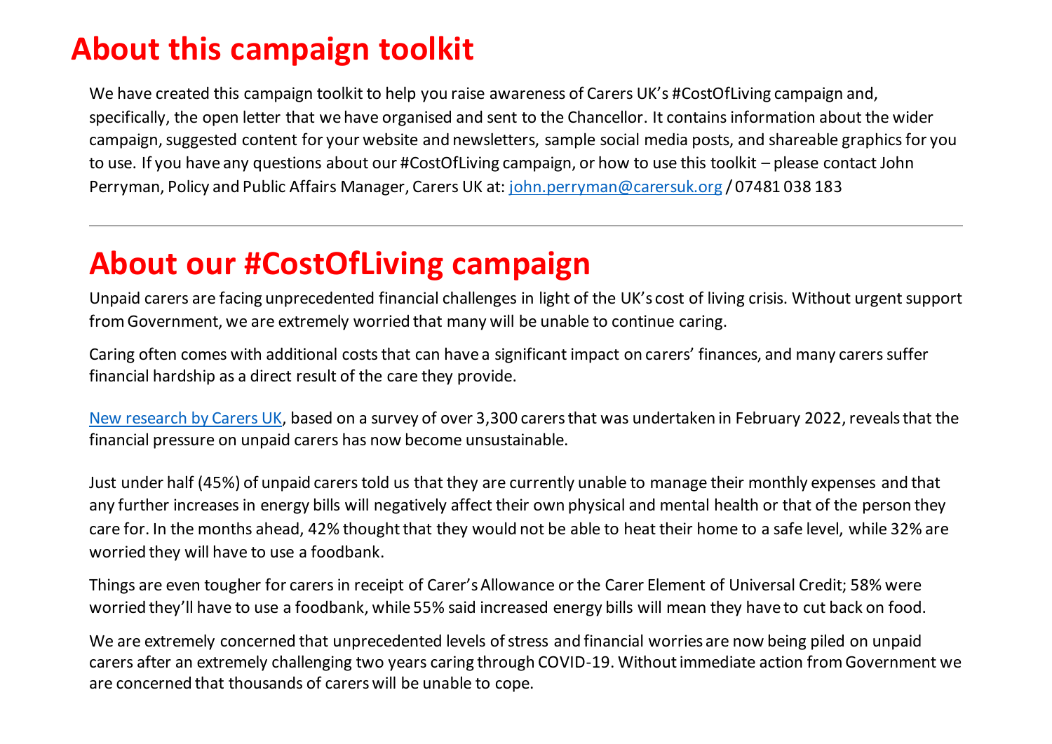# About this campaign toolkit

We have created this campaign toolkit to help you raise awareness of Carers UK's #CostOfLiving campaign and, specifically, the open letter that we have organised and sent to the Chancellor. It contains information about the wider campaign, suggested content for your website and newsletters, sample social media posts, and shareable graphics for you to use. If you have any questions about our #CostOfLiving campaign, or how to use this toolkit – please contact John Perryman, Policy and Public Affairs Manager, Carers UK at: john.perryman@carersuk.org / 07481 038 183

---

# About our #CostOfLiving campaign

Unpaid carers are facing unprecedented financial challenges in light of the UK's cost of living crisis. Without urgent support from Government, we are extremely worried that many will be unable to continue caring.

Caring often comes with additional costs that can have a significant impact on carers' finances, and many carers suffer financial hardship as a direct result of the care they provide.

New research by Carers UK, based on a survey of over 3,300 carers that was undertaken in February 2022, reveals that the financial pressure on unpaid carers has now become unsustainable.

Just under half (45%) of unpaid carers told us that they are currently unable to manage their monthly expenses and that any further increases in energy bills will negatively affect their own physical and mental health or that of the person they care for. In the months ahead, 42% thought that they would not be able to heat their home to a safe level, while 32% are worried they will have to use a foodbank.

Things are even tougher for carers in receipt of Carer's Allowance or the Carer Element of Universal Credit; 58% were worried they'll have to use a foodbank, while 55% said increased energy bills will mean they have to cut back on food.

We are extremely concerned that unprecedented levels of stress and financial worries are now being piled on unpaid carers after an extremely challenging two years caring through COVID-19. Without immediate action from Government we are concerned that thousands of carers will be unable to cope.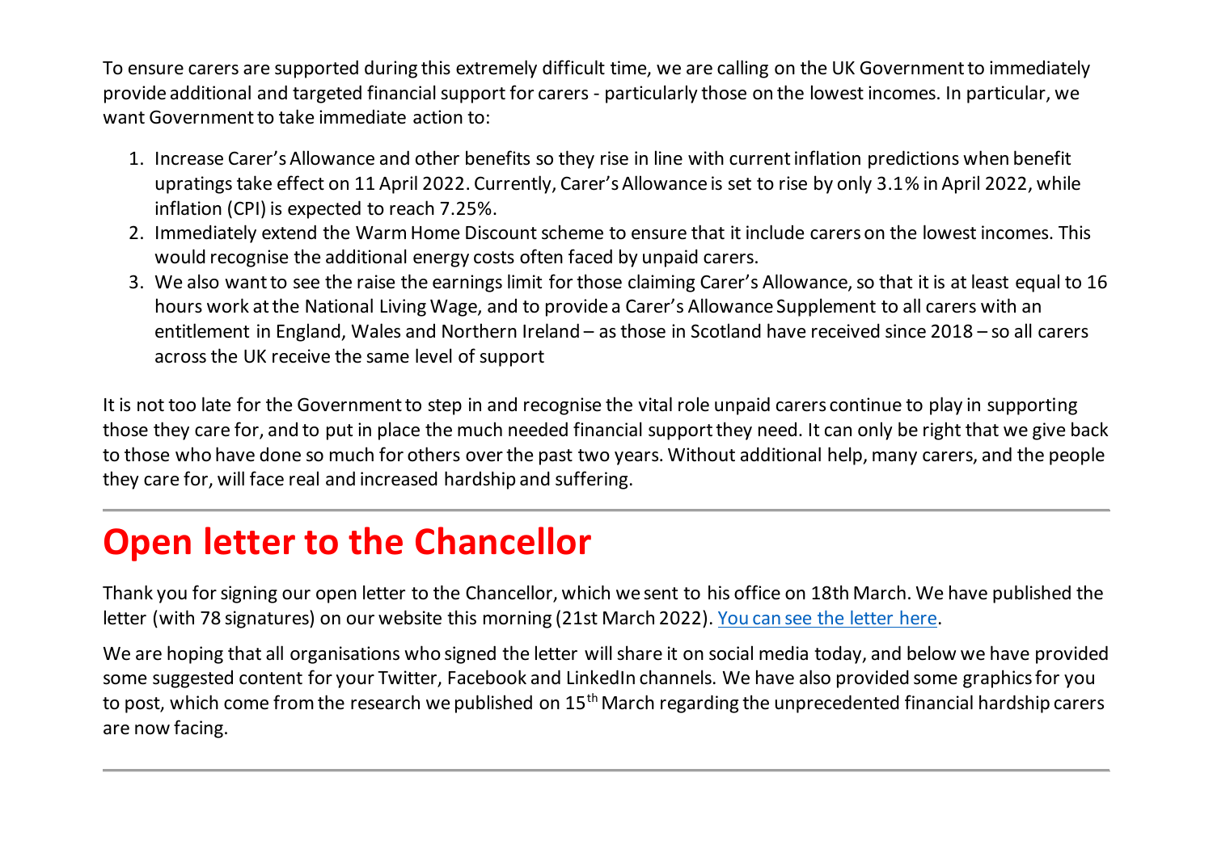To ensure carers are supported during this extremely difficult time, we are calling on the UK Government to immediately provide additional and targeted financial support for carers - particularly those on the lowest incomes. In particular, we want Government to take immediate action to:

1. Increase Carer's Allowance and other benefits so they rise in line with current inflation predictions when benefit upratings take effect on 11 April 2022. Currently, Carer's Allowance is set to rise by only 3.1% in April 2022, while inflation (CPI) is expected to reach 7.25%.
2. Immediately extend the Warm Home Discount scheme to ensure that it include carers on the lowest incomes. This would recognise the additional energy costs often faced by unpaid carers.
3. We also want to see the raise the earnings limit for those claiming Carer's Allowance, so that it is at least equal to 16 hours work at the National Living Wage, and to provide a Carer's Allowance Supplement to all carers with an entitlement in England, Wales and Northern Ireland – as those in Scotland have received since 2018 – so all carers across the UK receive the same level of support

It is not too late for the Government to step in and recognise the vital role unpaid carers continue to play in supporting those they care for, and to put in place the much needed financial support they need. It can only be right that we give back to those who have done so much for others over the past two years. Without additional help, many carers, and the people they care for, will face real and increased hardship and suffering.

---

# Open letter to the Chancellor

Thank you for signing our open letter to the Chancellor, which we sent to his office on 18th March. We have published the letter (with 78 signatures) on our website this morning (21st March 2022). [You can see the letter here](#).

We are hoping that all organisations who signed the letter will share it on social media today, and below we have provided some suggested content for your Twitter, Facebook and LinkedIn channels. We have also provided some graphics for you to post, which come from the research we published on 15th March regarding the unprecedented financial hardship carers are now facing.

---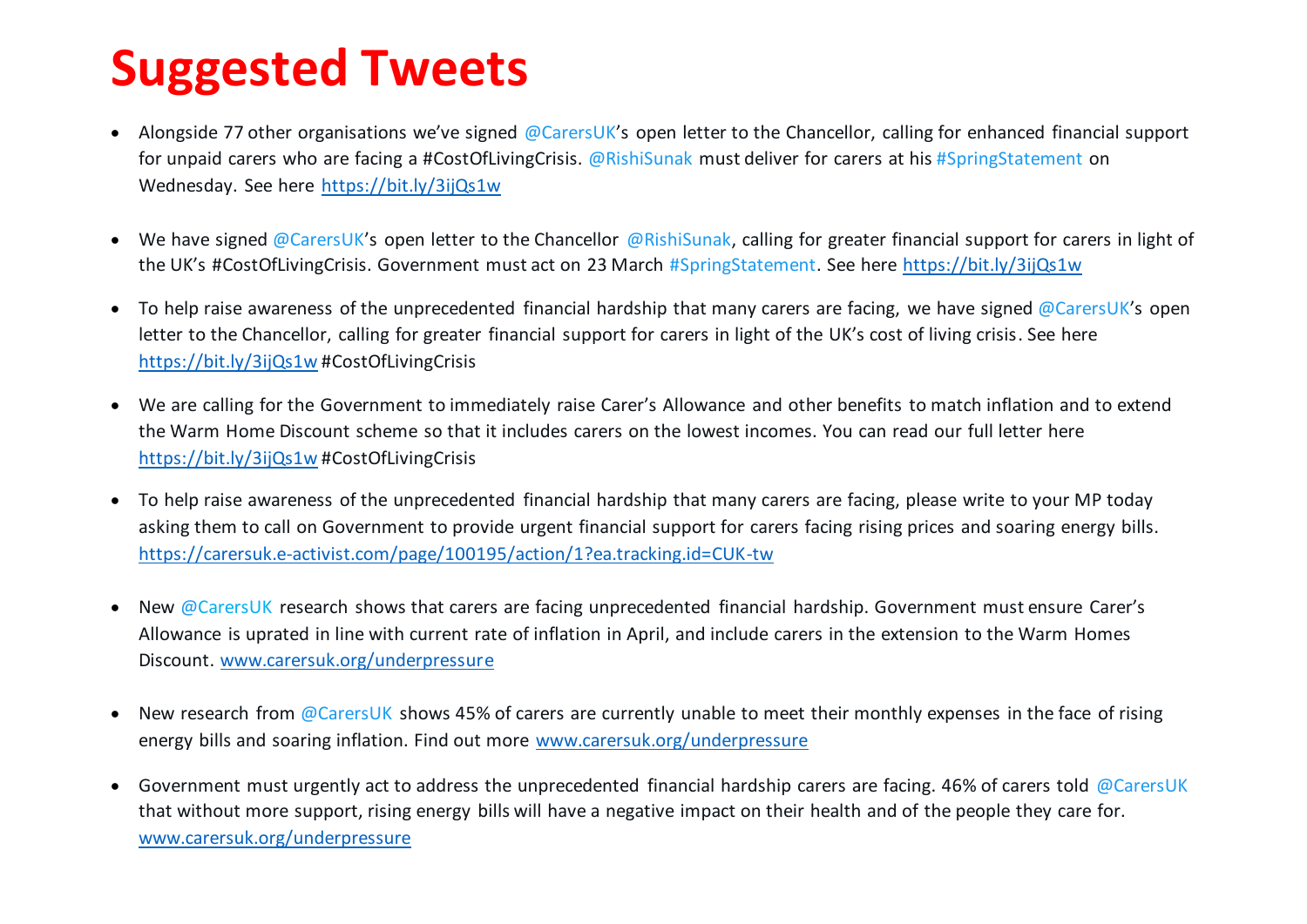# Suggested Tweets

- Alongside 77 other organisations we've signed @CarersUK's open letter to the Chancellor, calling for enhanced financial support for unpaid carers who are facing a #CostOfLivingCrisis. @RishiSunak must deliver for carers at his #SpringStatement on Wednesday. See here https://bit.ly/3ijQs1w

- We have signed @CarersUK's open letter to the Chancellor @RishiSunak, calling for greater financial support for carers in light of the UK's #CostOfLivingCrisis. Government must act on 23 March #SpringStatement. See here https://bit.ly/3ijQs1w

- To help raise awareness of the unprecedented financial hardship that many carers are facing, we have signed @CarersUK's open letter to the Chancellor, calling for greater financial support for carers in light of the UK's cost of living crisis. See here https://bit.ly/3ijQs1w #CostOfLivingCrisis

- We are calling for the Government to immediately raise Carer's Allowance and other benefits to match inflation and to extend the Warm Home Discount scheme so that it includes carers on the lowest incomes. You can read our full letter here https://bit.ly/3ijQs1w #CostOfLivingCrisis

- To help raise awareness of the unprecedented financial hardship that many carers are facing, please write to your MP today asking them to call on Government to provide urgent financial support for carers facing rising prices and soaring energy bills. https://carersuk.e-activist.com/page/100195/action/1?ea.tracking.id=CUK-tw

- New @CarersUK research shows that carers are facing unprecedented financial hardship. Government must ensure Carer's Allowance is uprated in line with current rate of inflation in April, and include carers in the extension to the Warm Homes Discount. www.carersuk.org/underpressure

- New research from @CarersUK shows 45% of carers are currently unable to meet their monthly expenses in the face of rising energy bills and soaring inflation. Find out more www.carersuk.org/underpressure

- Government must urgently act to address the unprecedented financial hardship carers are facing. 46% of carers told @CarersUK that without more support, rising energy bills will have a negative impact on their health and of the people they care for. www.carersuk.org/underpressure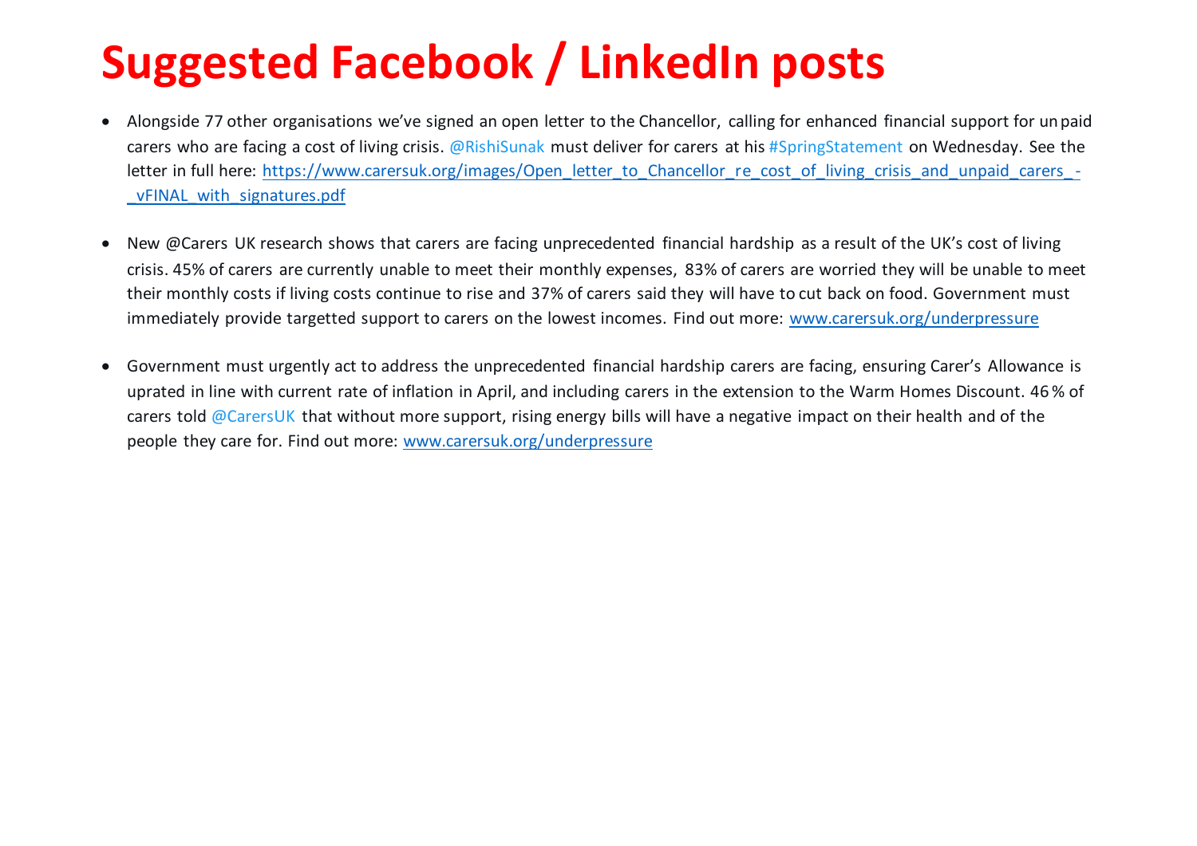# Suggested Facebook / LinkedIn posts

- Alongside 77 other organisations we've signed an open letter to the Chancellor, calling for enhanced financial support for unpaid carers who are facing a cost of living crisis. @RishiSunak must deliver for carers at his #SpringStatement on Wednesday. See the letter in full here: [https://www.carersuk.org/images/Open_letter_to_Chancellor_re_cost_of_living_crisis_and_unpaid_carers_-_vFINAL_with_signatures.pdf](https://www.carersuk.org/images/Open_letter_to_Chancellor_re_cost_of_living_crisis_and_unpaid_carers_-_vFINAL_with_signatures.pdf)

- New @Carers UK research shows that carers are facing unprecedented financial hardship as a result of the UK's cost of living crisis. 45% of carers are currently unable to meet their monthly expenses, 83% of carers are worried they will be unable to meet their monthly costs if living costs continue to rise and 37% of carers said they will have to cut back on food. Government must immediately provide targetted support to carers on the lowest incomes. Find out more: [www.carersuk.org/underpressure](http://www.carersuk.org/underpressure)

- Government must urgently act to address the unprecedented financial hardship carers are facing, ensuring Carer's Allowance is uprated in line with current rate of inflation in April, and including carers in the extension to the Warm Homes Discount. 46% of carers told @CarersUK that without more support, rising energy bills will have a negative impact on their health and of the people they care for. Find out more: [www.carersuk.org/underpressure](http://www.carersuk.org/underpressure)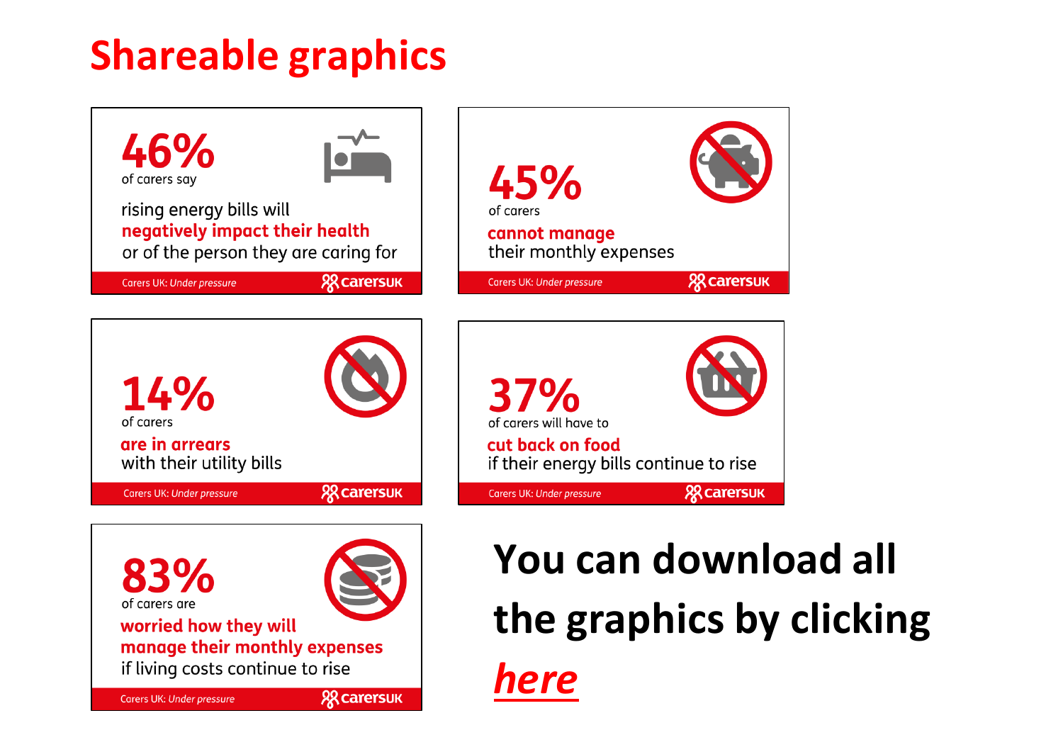# Shareable graphics

**46%**
of carers say

rising energy bills will **negatively impact their health** or of the person they are caring for

Carers UK: *Under pressure* — carersUK

**45%**
of carers

**cannot manage** their monthly expenses

Carers UK: *Under pressure* — carersUK

**14%**
of carers

**are in arrears** with their utility bills

Carers UK: *Under pressure* — carersUK

**37%**
of carers will have to

**cut back on food** if their energy bills continue to rise

Carers UK: *Under pressure* — carersUK

**83%**
of carers are

**worried how they will manage their monthly expenses** if living costs continue to rise

Carers UK: *Under pressure* — carersUK

**You can download all the graphics by clicking *here***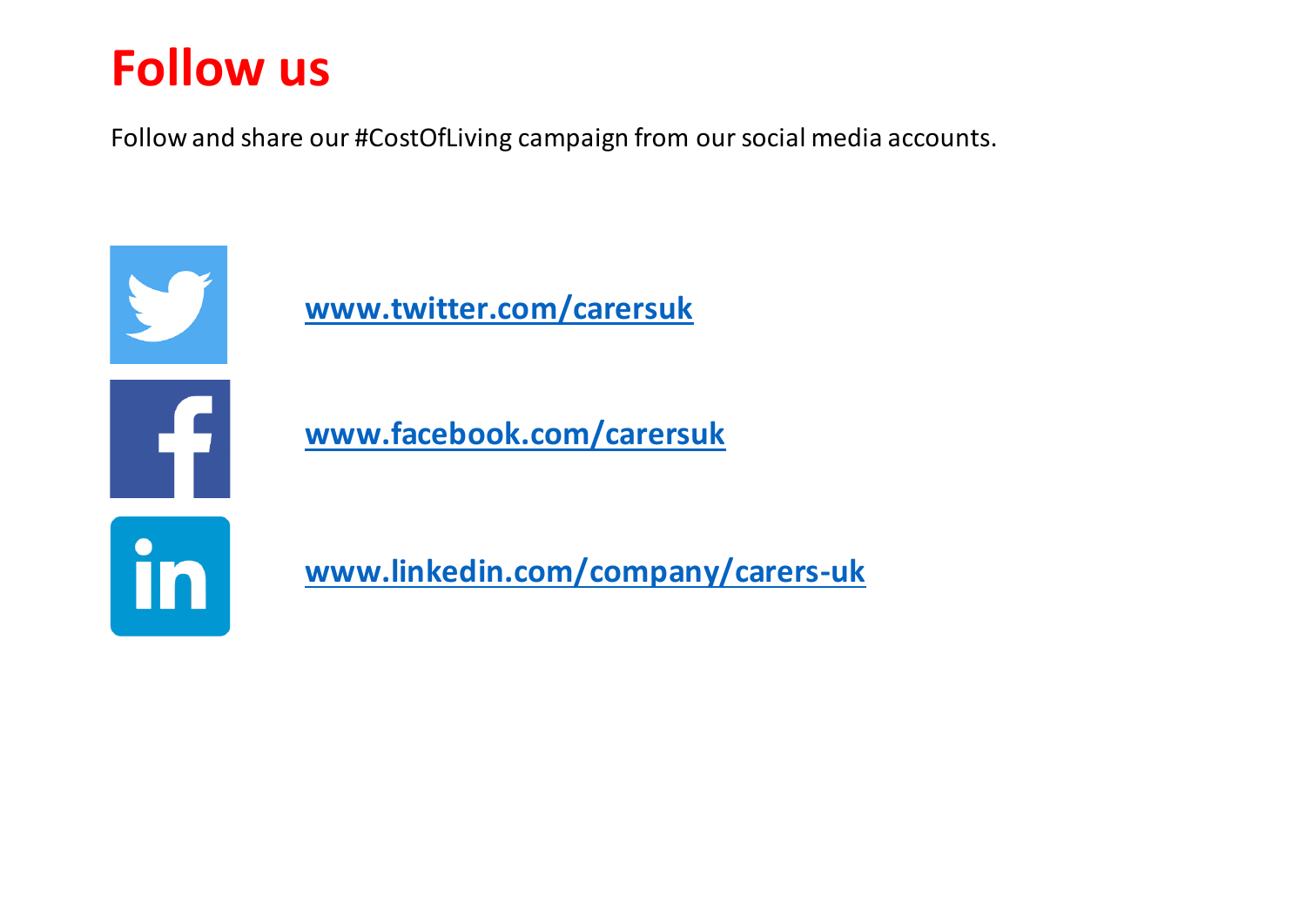# Follow us

Follow and share our #CostOfLiving campaign from our social media accounts.

[www.twitter.com/carersuk](http://www.twitter.com/carersuk)

[www.facebook.com/carersuk](http://www.facebook.com/carersuk)

[www.linkedin.com/company/carers-uk](http://www.linkedin.com/company/carers-uk)